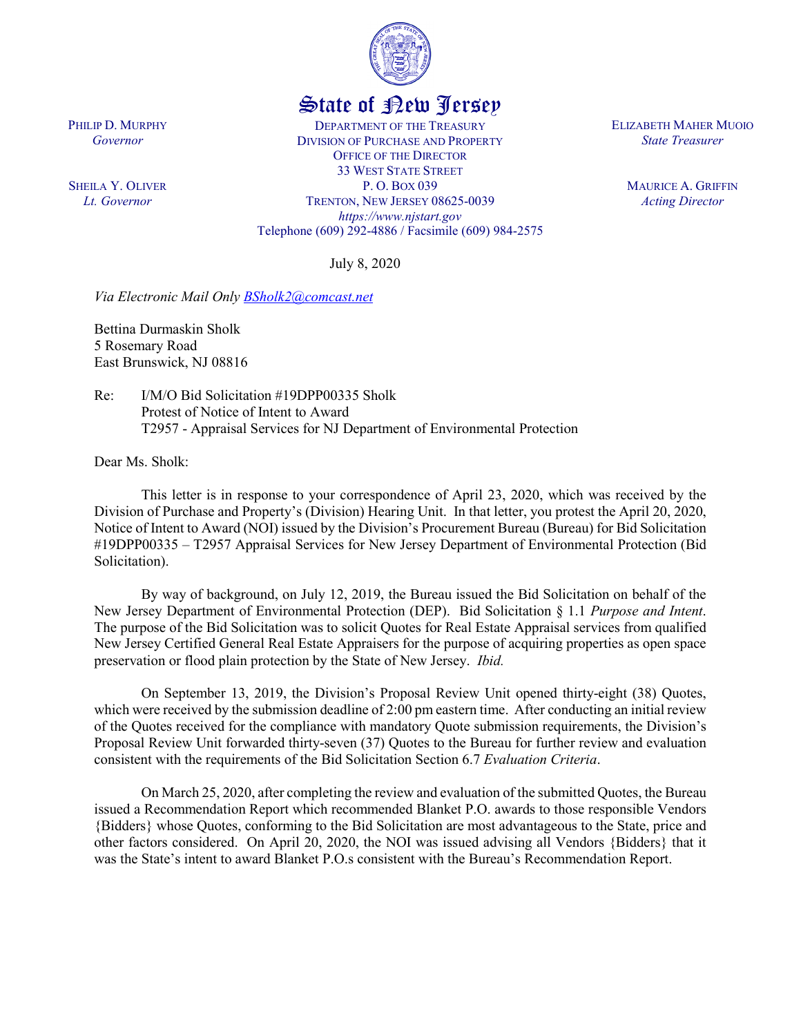# State of New Jersey

PHILIP D. MURPHY
*Governor*

SHEILA Y. OLIVER
*Lt. Governor*

DEPARTMENT OF THE TREASURY
DIVISION OF PURCHASE AND PROPERTY
OFFICE OF THE DIRECTOR
33 WEST STATE STREET
P. O. BOX 039
TRENTON, NEW JERSEY 08625-0039
*https://www.njstart.gov*
Telephone (609) 292-4886 / Facsimile (609) 984-2575

ELIZABETH MAHER MUOIO
*State Treasurer*

MAURICE A. GRIFFIN
*Acting Director*

July 8, 2020

*Via Electronic Mail Only BSholk2@comcast.net*

Bettina Durmaskin Sholk
5 Rosemary Road
East Brunswick, NJ 08816

Re: I/M/O Bid Solicitation #19DPP00335 Sholk
Protest of Notice of Intent to Award
T2957 - Appraisal Services for NJ Department of Environmental Protection

Dear Ms. Sholk:

This letter is in response to your correspondence of April 23, 2020, which was received by the Division of Purchase and Property's (Division) Hearing Unit. In that letter, you protest the April 20, 2020, Notice of Intent to Award (NOI) issued by the Division's Procurement Bureau (Bureau) for Bid Solicitation #19DPP00335 – T2957 Appraisal Services for New Jersey Department of Environmental Protection (Bid Solicitation).

By way of background, on July 12, 2019, the Bureau issued the Bid Solicitation on behalf of the New Jersey Department of Environmental Protection (DEP). Bid Solicitation § 1.1 *Purpose and Intent*. The purpose of the Bid Solicitation was to solicit Quotes for Real Estate Appraisal services from qualified New Jersey Certified General Real Estate Appraisers for the purpose of acquiring properties as open space preservation or flood plain protection by the State of New Jersey. *Ibid.*

On September 13, 2019, the Division's Proposal Review Unit opened thirty-eight (38) Quotes, which were received by the submission deadline of 2:00 pm eastern time. After conducting an initial review of the Quotes received for the compliance with mandatory Quote submission requirements, the Division's Proposal Review Unit forwarded thirty-seven (37) Quotes to the Bureau for further review and evaluation consistent with the requirements of the Bid Solicitation Section 6.7 *Evaluation Criteria*.

On March 25, 2020, after completing the review and evaluation of the submitted Quotes, the Bureau issued a Recommendation Report which recommended Blanket P.O. awards to those responsible Vendors {Bidders} whose Quotes, conforming to the Bid Solicitation are most advantageous to the State, price and other factors considered. On April 20, 2020, the NOI was issued advising all Vendors {Bidders} that it was the State's intent to award Blanket P.O.s consistent with the Bureau's Recommendation Report.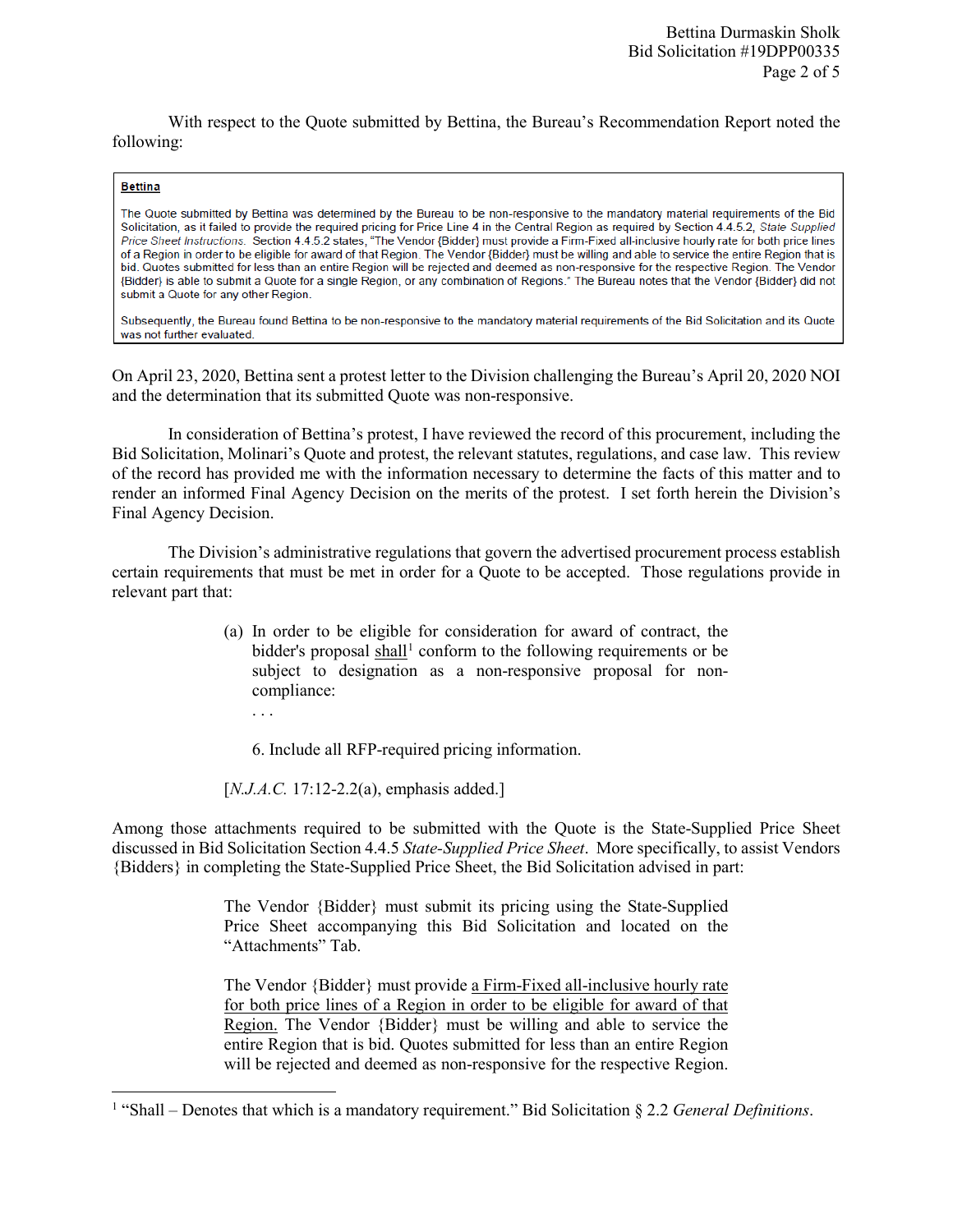With respect to the Quote submitted by Bettina, the Bureau's Recommendation Report noted the following:

> **Bettina**
>
> The Quote submitted by Bettina was determined by the Bureau to be non-responsive to the mandatory material requirements of the Bid Solicitation, as it failed to provide the required pricing for Price Line 4 in the Central Region as required by Section 4.4.5.2, *State Supplied Price Sheet Instructions*. Section 4.4.5.2 states, "The Vendor {Bidder} must provide a Firm-Fixed all-inclusive hourly rate for both price lines of a Region in order to be eligible for award of that Region. The Vendor {Bidder} must be willing and able to service the entire Region that is bid. Quotes submitted for less than an entire Region will be rejected and deemed as non-responsive for the respective Region. The Vendor {Bidder} is able to submit a Quote for a single Region, or any combination of Regions." The Bureau notes that the Vendor {Bidder} did not submit a Quote for any other Region.
>
> Subsequently, the Bureau found Bettina to be non-responsive to the mandatory material requirements of the Bid Solicitation and its Quote was not further evaluated.

On April 23, 2020, Bettina sent a protest letter to the Division challenging the Bureau's April 20, 2020 NOI and the determination that its submitted Quote was non-responsive.

In consideration of Bettina's protest, I have reviewed the record of this procurement, including the Bid Solicitation, Molinari's Quote and protest, the relevant statutes, regulations, and case law. This review of the record has provided me with the information necessary to determine the facts of this matter and to render an informed Final Agency Decision on the merits of the protest. I set forth herein the Division's Final Agency Decision.

The Division's administrative regulations that govern the advertised procurement process establish certain requirements that must be met in order for a Quote to be accepted. Those regulations provide in relevant part that:

> (a) In order to be eligible for consideration for award of contract, the bidder's proposal <u>shall</u>[1] conform to the following requirements or be subject to designation as a non-responsive proposal for non-compliance:
>
> . . .
>
> 6. Include all RFP-required pricing information.
>
> [*N.J.A.C.* 17:12-2.2(a), emphasis added.]

Among those attachments required to be submitted with the Quote is the State-Supplied Price Sheet discussed in Bid Solicitation Section 4.4.5 *State-Supplied Price Sheet*. More specifically, to assist Vendors {Bidders} in completing the State-Supplied Price Sheet, the Bid Solicitation advised in part:

> The Vendor {Bidder} must submit its pricing using the State-Supplied Price Sheet accompanying this Bid Solicitation and located on the "Attachments" Tab.
>
> The Vendor {Bidder} must provide <u>a Firm-Fixed all-inclusive hourly rate for both price lines of a Region in order to be eligible for award of that Region.</u> The Vendor {Bidder} must be willing and able to service the entire Region that is bid. Quotes submitted for less than an entire Region will be rejected and deemed as non-responsive for the respective Region.

---

[1] "Shall – Denotes that which is a mandatory requirement." Bid Solicitation § 2.2 *General Definitions*.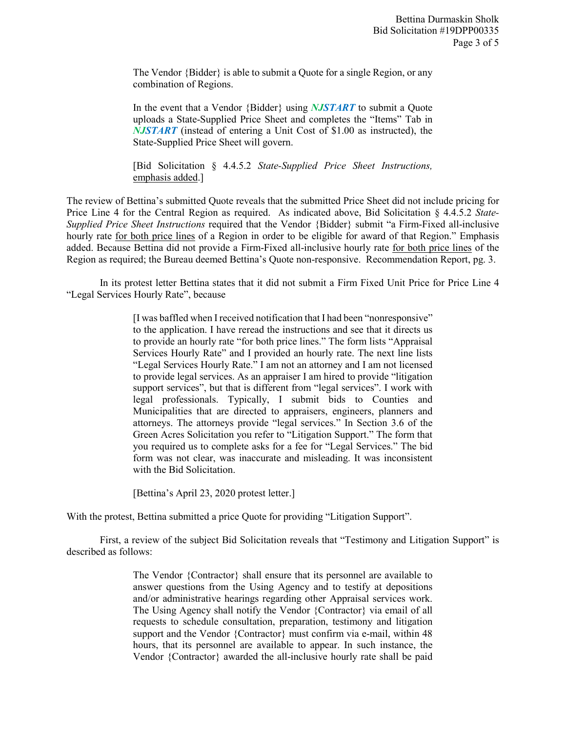> The Vendor {Bidder} is able to submit a Quote for a single Region, or any combination of Regions.
>
> In the event that a Vendor {Bidder} using ***NJSTART*** to submit a Quote uploads a State-Supplied Price Sheet and completes the "Items" Tab in ***NJSTART*** (instead of entering a Unit Cost of $1.00 as instructed), the State-Supplied Price Sheet will govern.
>
> [Bid Solicitation § 4.4.5.2 *State-Supplied Price Sheet Instructions,* emphasis added.]

The review of Bettina's submitted Quote reveals that the submitted Price Sheet did not include pricing for Price Line 4 for the Central Region as required. As indicated above, Bid Solicitation § 4.4.5.2 *State-Supplied Price Sheet Instructions* required that the Vendor {Bidder} submit "a Firm-Fixed all-inclusive hourly rate <u>for both price lines</u> of a Region in order to be eligible for award of that Region." Emphasis added. Because Bettina did not provide a Firm-Fixed all-inclusive hourly rate <u>for both price lines</u> of the Region as required; the Bureau deemed Bettina's Quote non-responsive. Recommendation Report, pg. 3.

In its protest letter Bettina states that it did not submit a Firm Fixed Unit Price for Price Line 4 "Legal Services Hourly Rate", because

> [I was baffled when I received notification that I had been "nonresponsive" to the application. I have reread the instructions and see that it directs us to provide an hourly rate "for both price lines." The form lists "Appraisal Services Hourly Rate" and I provided an hourly rate. The next line lists "Legal Services Hourly Rate." I am not an attorney and I am not licensed to provide legal services. As an appraiser I am hired to provide "litigation support services", but that is different from "legal services". I work with legal professionals. Typically, I submit bids to Counties and Municipalities that are directed to appraisers, engineers, planners and attorneys. The attorneys provide "legal services." In Section 3.6 of the Green Acres Solicitation you refer to "Litigation Support." The form that you required us to complete asks for a fee for "Legal Services." The bid form was not clear, was inaccurate and misleading. It was inconsistent with the Bid Solicitation.
>
> [Bettina's April 23, 2020 protest letter.]

With the protest, Bettina submitted a price Quote for providing "Litigation Support".

First, a review of the subject Bid Solicitation reveals that "Testimony and Litigation Support" is described as follows:

> The Vendor {Contractor} shall ensure that its personnel are available to answer questions from the Using Agency and to testify at depositions and/or administrative hearings regarding other Appraisal services work. The Using Agency shall notify the Vendor {Contractor} via email of all requests to schedule consultation, preparation, testimony and litigation support and the Vendor {Contractor} must confirm via e-mail, within 48 hours, that its personnel are available to appear. In such instance, the Vendor {Contractor} awarded the all-inclusive hourly rate shall be paid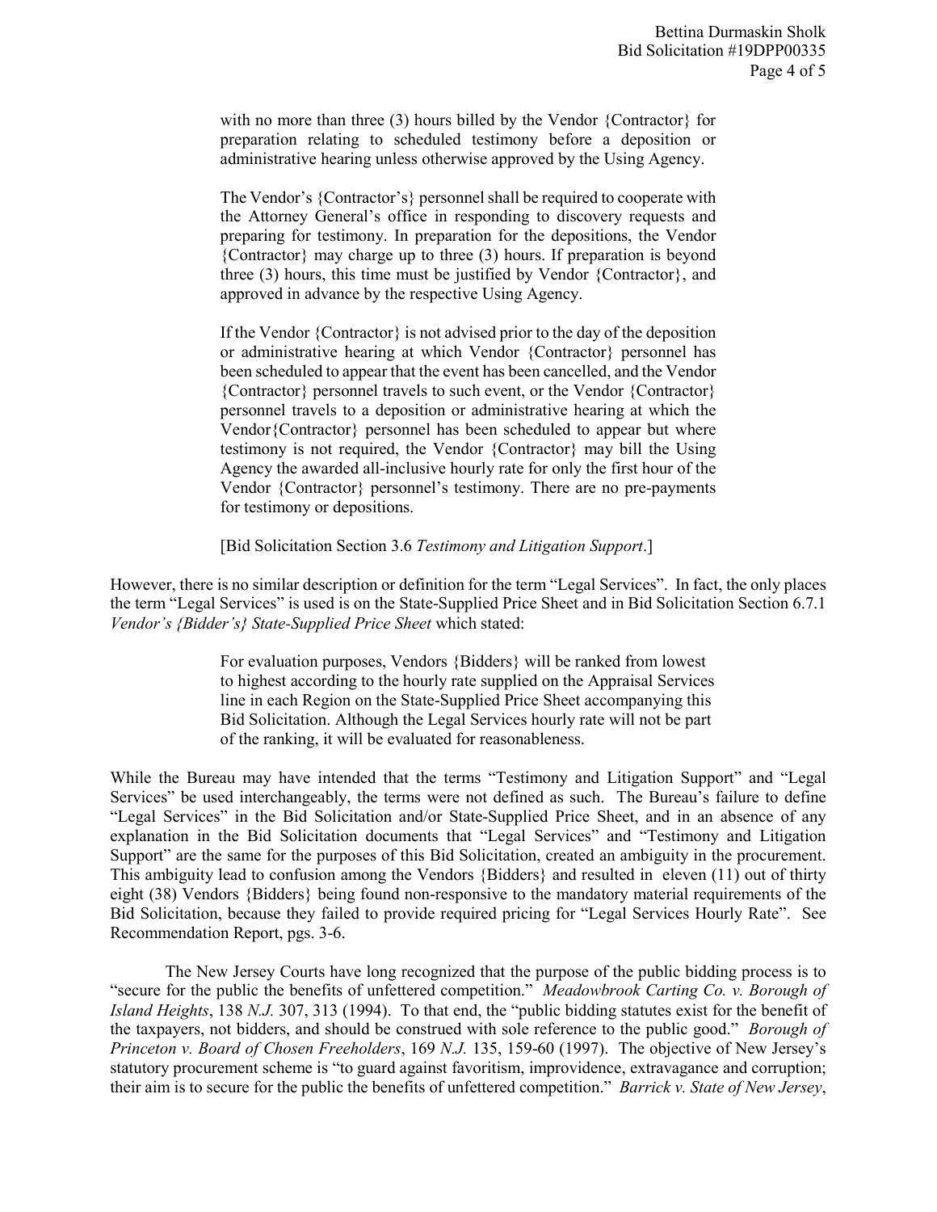> with no more than three (3) hours billed by the Vendor {Contractor} for preparation relating to scheduled testimony before a deposition or administrative hearing unless otherwise approved by the Using Agency.
>
> The Vendor's {Contractor's} personnel shall be required to cooperate with the Attorney General's office in responding to discovery requests and preparing for testimony. In preparation for the depositions, the Vendor {Contractor} may charge up to three (3) hours. If preparation is beyond three (3) hours, this time must be justified by Vendor {Contractor}, and approved in advance by the respective Using Agency.
>
> If the Vendor {Contractor} is not advised prior to the day of the deposition or administrative hearing at which Vendor {Contractor} personnel has been scheduled to appear that the event has been cancelled, and the Vendor {Contractor} personnel travels to such event, or the Vendor {Contractor} personnel travels to a deposition or administrative hearing at which the Vendor{Contractor} personnel has been scheduled to appear but where testimony is not required, the Vendor {Contractor} may bill the Using Agency the awarded all-inclusive hourly rate for only the first hour of the Vendor {Contractor} personnel's testimony. There are no pre-payments for testimony or depositions.
>
> [Bid Solicitation Section 3.6 *Testimony and Litigation Support*.]

However, there is no similar description or definition for the term "Legal Services". In fact, the only places the term "Legal Services" is used is on the State-Supplied Price Sheet and in Bid Solicitation Section 6.7.1 *Vendor's {Bidder's} State-Supplied Price Sheet* which stated:

> For evaluation purposes, Vendors {Bidders} will be ranked from lowest to highest according to the hourly rate supplied on the Appraisal Services line in each Region on the State-Supplied Price Sheet accompanying this Bid Solicitation. Although the Legal Services hourly rate will not be part of the ranking, it will be evaluated for reasonableness.

While the Bureau may have intended that the terms "Testimony and Litigation Support" and "Legal Services" be used interchangeably, the terms were not defined as such. The Bureau's failure to define "Legal Services" in the Bid Solicitation and/or State-Supplied Price Sheet, and in an absence of any explanation in the Bid Solicitation documents that "Legal Services" and "Testimony and Litigation Support" are the same for the purposes of this Bid Solicitation, created an ambiguity in the procurement. This ambiguity lead to confusion among the Vendors {Bidders} and resulted in eleven (11) out of thirty eight (38) Vendors {Bidders} being found non-responsive to the mandatory material requirements of the Bid Solicitation, because they failed to provide required pricing for "Legal Services Hourly Rate". See Recommendation Report, pgs. 3-6.

The New Jersey Courts have long recognized that the purpose of the public bidding process is to "secure for the public the benefits of unfettered competition." *Meadowbrook Carting Co. v. Borough of Island Heights*, 138 *N.J.* 307, 313 (1994). To that end, the "public bidding statutes exist for the benefit of the taxpayers, not bidders, and should be construed with sole reference to the public good." *Borough of Princeton v. Board of Chosen Freeholders*, 169 *N.J.* 135, 159-60 (1997). The objective of New Jersey's statutory procurement scheme is "to guard against favoritism, improvidence, extravagance and corruption; their aim is to secure for the public the benefits of unfettered competition." *Barrick v. State of New Jersey*,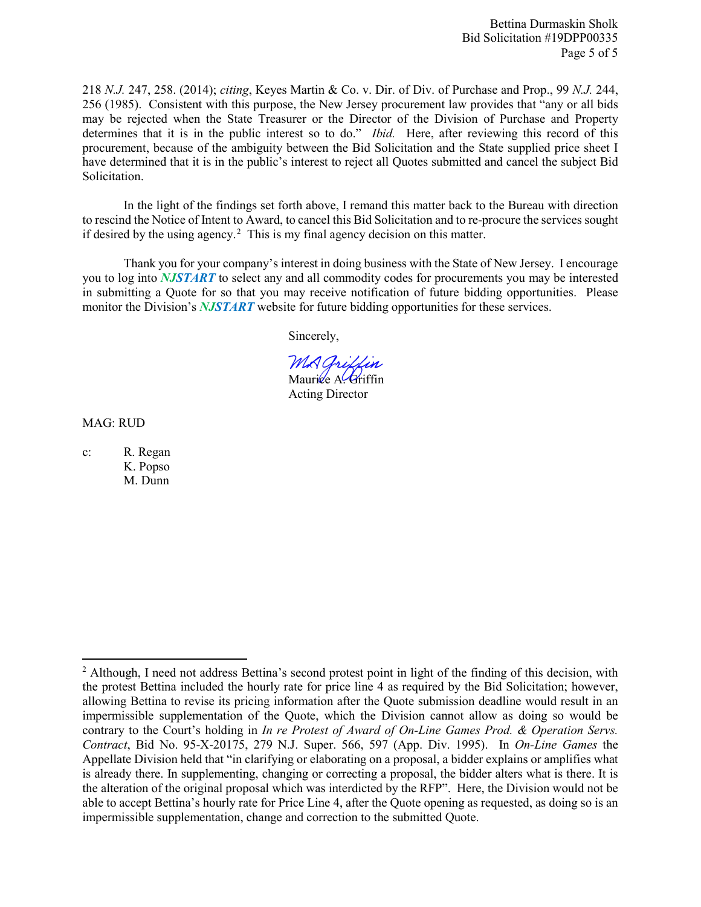218 *N.J.* 247, 258. (2014); *citing*, Keyes Martin & Co. v. Dir. of Div. of Purchase and Prop., 99 *N.J.* 244, 256 (1985). Consistent with this purpose, the New Jersey procurement law provides that "any or all bids may be rejected when the State Treasurer or the Director of the Division of Purchase and Property determines that it is in the public interest so to do." *Ibid.* Here, after reviewing this record of this procurement, because of the ambiguity between the Bid Solicitation and the State supplied price sheet I have determined that it is in the public's interest to reject all Quotes submitted and cancel the subject Bid Solicitation.

In the light of the findings set forth above, I remand this matter back to the Bureau with direction to rescind the Notice of Intent to Award, to cancel this Bid Solicitation and to re-procure the services sought if desired by the using agency.[2] This is my final agency decision on this matter.

Thank you for your company's interest in doing business with the State of New Jersey. I encourage you to log into ***NJSTART*** to select any and all commodity codes for procurements you may be interested in submitting a Quote for so that you may receive notification of future bidding opportunities. Please monitor the Division's ***NJSTART*** website for future bidding opportunities for these services.

Sincerely,

*MA Griffin*
Maurice A. Griffin
Acting Director

MAG: RUD

c: R. Regan
K. Popso
M. Dunn

---

[2] Although, I need not address Bettina's second protest point in light of the finding of this decision, with the protest Bettina included the hourly rate for price line 4 as required by the Bid Solicitation; however, allowing Bettina to revise its pricing information after the Quote submission deadline would result in an impermissible supplementation of the Quote, which the Division cannot allow as doing so would be contrary to the Court's holding in *In re Protest of Award of On-Line Games Prod. & Operation Servs. Contract*, Bid No. 95-X-20175, 279 N.J. Super. 566, 597 (App. Div. 1995). In *On-Line Games* the Appellate Division held that "in clarifying or elaborating on a proposal, a bidder explains or amplifies what is already there. In supplementing, changing or correcting a proposal, the bidder alters what is there. It is the alteration of the original proposal which was interdicted by the RFP". Here, the Division would not be able to accept Bettina's hourly rate for Price Line 4, after the Quote opening as requested, as doing so is an impermissible supplementation, change and correction to the submitted Quote.